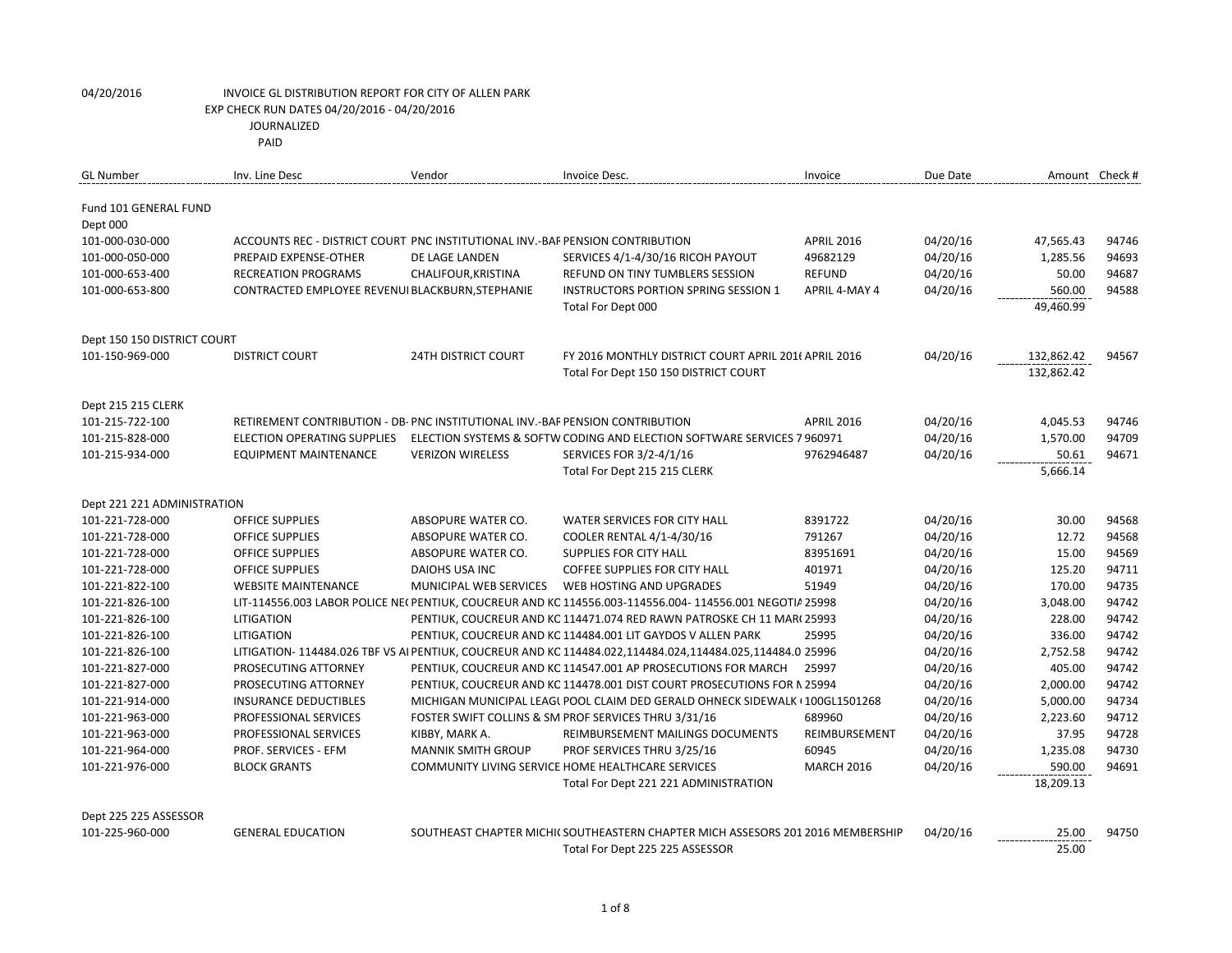04/20/2016 INVOICE GL DISTRIBUTION REPORT FOR CITY OF ALLEN PARK
EXP CHECK RUN DATES 04/20/2016 - 04/20/2016
JOURNALIZED
PAID

| GL Number | Inv. Line Desc | Vendor | Invoice Desc. | Invoice | Due Date | Amount | Check # |
|---|---|---|---|---|---|---|---|
| Fund 101 GENERAL FUND | | | | | | | |
| Dept 000 | | | | | | | |
| 101-000-030-000 | ACCOUNTS REC - DISTRICT COURT | PNC INSTITUTIONAL INV.-BAF | PENSION CONTRIBUTION | APRIL 2016 | 04/20/16 | 47,565.43 | 94746 |
| 101-000-050-000 | PREPAID EXPENSE-OTHER | DE LAGE LANDEN | SERVICES 4/1-4/30/16 RICOH PAYOUT | 49682129 | 04/20/16 | 1,285.56 | 94693 |
| 101-000-653-400 | RECREATION PROGRAMS | CHALIFOUR,KRISTINA | REFUND ON TINY TUMBLERS SESSION | REFUND | 04/20/16 | 50.00 | 94687 |
| 101-000-653-800 | CONTRACTED EMPLOYEE REVENUI | BLACKBURN,STEPHANIE | INSTRUCTORS PORTION SPRING SESSION 1 | APRIL 4-MAY 4 | 04/20/16 | 560.00 | 94588 |
| | | | Total For Dept 000 | | | 49,460.99 | |
| Dept 150 150 DISTRICT COURT | | | | | | | |
| 101-150-969-000 | DISTRICT COURT | 24TH DISTRICT COURT | FY 2016 MONTHLY DISTRICT COURT APRIL 201( | APRIL 2016 | 04/20/16 | 132,862.42 | 94567 |
| | | | Total For Dept 150 150 DISTRICT COURT | | | 132,862.42 | |
| Dept 215 215 CLERK | | | | | | | |
| 101-215-722-100 | RETIREMENT CONTRIBUTION - DB- | PNC INSTITUTIONAL INV.-BAF | PENSION CONTRIBUTION | APRIL 2016 | 04/20/16 | 4,045.53 | 94746 |
| 101-215-828-000 | ELECTION OPERATING SUPPLIES | ELECTION SYSTEMS & SOFTW | CODING AND ELECTION SOFTWARE SERVICES 7 | 960971 | 04/20/16 | 1,570.00 | 94709 |
| 101-215-934-000 | EQUIPMENT MAINTENANCE | VERIZON WIRELESS | SERVICES FOR 3/2-4/1/16 | 9762946487 | 04/20/16 | 50.61 | 94671 |
| | | | Total For Dept 215 215 CLERK | | | 5,666.14 | |
| Dept 221 221 ADMINISTRATION | | | | | | | |
| 101-221-728-000 | OFFICE SUPPLIES | ABSOPURE WATER CO. | WATER SERVICES FOR CITY HALL | 8391722 | 04/20/16 | 30.00 | 94568 |
| 101-221-728-000 | OFFICE SUPPLIES | ABSOPURE WATER CO. | COOLER RENTAL 4/1-4/30/16 | 791267 | 04/20/16 | 12.72 | 94568 |
| 101-221-728-000 | OFFICE SUPPLIES | ABSOPURE WATER CO. | SUPPLIES FOR CITY HALL | 83951691 | 04/20/16 | 15.00 | 94569 |
| 101-221-728-000 | OFFICE SUPPLIES | DAIOHS USA INC | COFFEE SUPPLIES FOR CITY HALL | 401971 | 04/20/16 | 125.20 | 94711 |
| 101-221-822-100 | WEBSITE MAINTENANCE | MUNICIPAL WEB SERVICES | WEB HOSTING AND UPGRADES | 51949 | 04/20/16 | 170.00 | 94735 |
| 101-221-826-100 | LIT-114556.003 LABOR POLICE NE( | PENTIUK, COUCREUR AND KC | 114556.003-114556.004- 114556.001 NEGOTIA | 25998 | 04/20/16 | 3,048.00 | 94742 |
| 101-221-826-100 | LITIGATION | PENTIUK, COUCREUR AND KC | 114471.074 RED RAWN PATROSKE CH 11 MAR( | 25993 | 04/20/16 | 228.00 | 94742 |
| 101-221-826-100 | LITIGATION | PENTIUK, COUCREUR AND KC | 114484.001 LIT GAYDOS V ALLEN PARK | 25995 | 04/20/16 | 336.00 | 94742 |
| 101-221-826-100 | LITIGATION- 114484.026 TBF VS AI | PENTIUK, COUCREUR AND KC | 114484.022,114484.024,114484.025,114484.0 | 25996 | 04/20/16 | 2,752.58 | 94742 |
| 101-221-827-000 | PROSECUTING ATTORNEY | PENTIUK, COUCREUR AND KC | 114547.001 AP PROSECUTIONS FOR MARCH | 25997 | 04/20/16 | 405.00 | 94742 |
| 101-221-827-000 | PROSECUTING ATTORNEY | PENTIUK, COUCREUR AND KC | 114478.001 DIST COURT PROSECUTIONS FOR N | 25994 | 04/20/16 | 2,000.00 | 94742 |
| 101-221-914-000 | INSURANCE DEDUCTIBLES | MICHIGAN MUNICIPAL LEAGU | POOL CLAIM DED GERALD OHNECK SIDEWALK ( | 100GL1501268 | 04/20/16 | 5,000.00 | 94734 |
| 101-221-963-000 | PROFESSIONAL SERVICES | FOSTER SWIFT COLLINS & SM | PROF SERVICES THRU 3/31/16 | 689960 | 04/20/16 | 2,223.60 | 94712 |
| 101-221-963-000 | PROFESSIONAL SERVICES | KIBBY, MARK A. | REIMBURSEMENT MAILINGS DOCUMENTS | REIMBURSEMENT | 04/20/16 | 37.95 | 94728 |
| 101-221-964-000 | PROF. SERVICES - EFM | MANNIK SMITH GROUP | PROF SERVICES THRU 3/25/16 | 60945 | 04/20/16 | 1,235.08 | 94730 |
| 101-221-976-000 | BLOCK GRANTS | COMMUNITY LIVING SERVICE | HOME HEALTHCARE SERVICES | MARCH 2016 | 04/20/16 | 590.00 | 94691 |
| | | | Total For Dept 221 221 ADMINISTRATION | | | 18,209.13 | |
| Dept 225 225 ASSESSOR | | | | | | | |
| 101-225-960-000 | GENERAL EDUCATION | SOUTHEAST CHAPTER MICHI( | SOUTHEASTERN CHAPTER MICH ASSESORS 201 | 2016 MEMBERSHIP | 04/20/16 | 25.00 | 94750 |
| | | | Total For Dept 225 225 ASSESSOR | | | 25.00 | |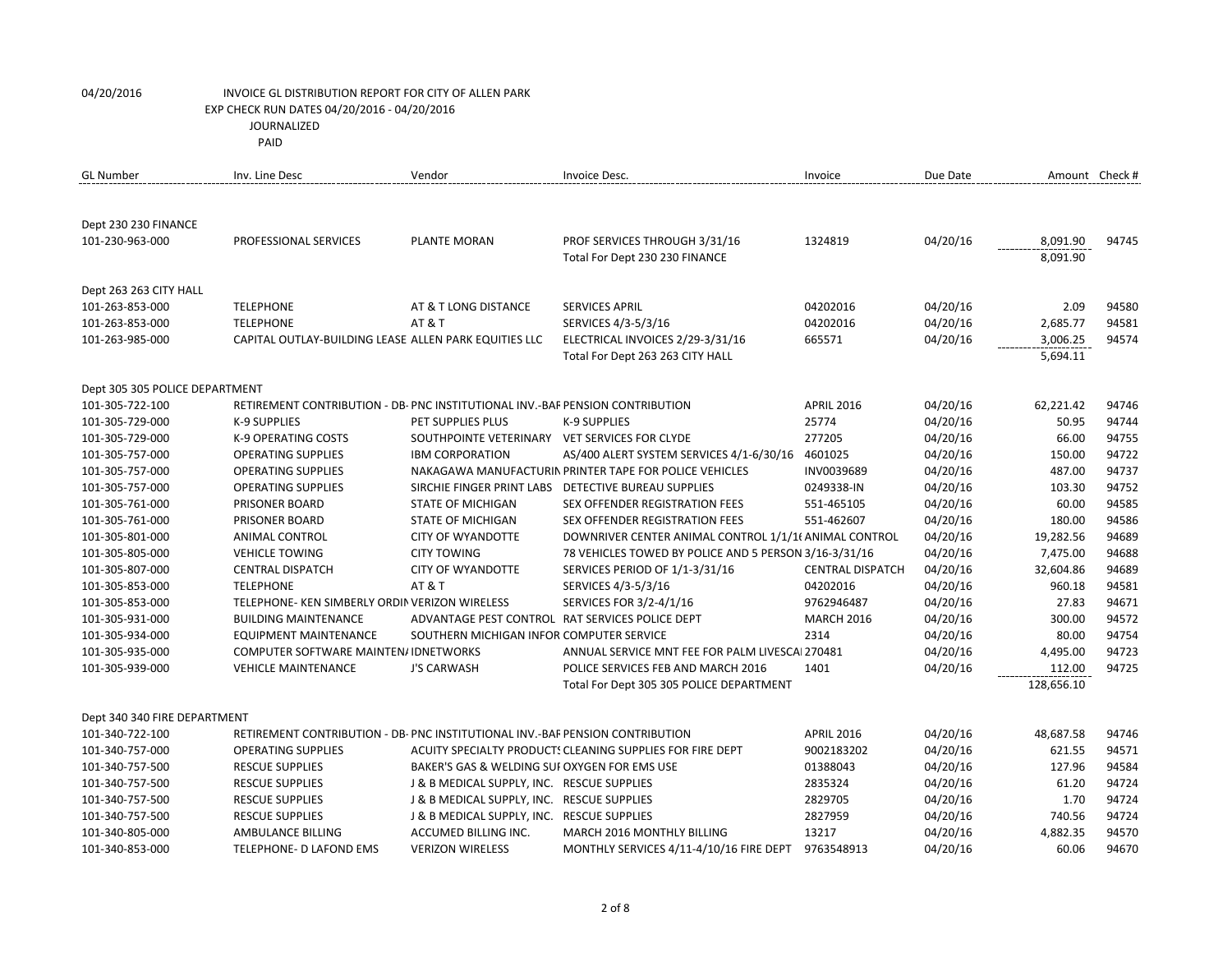04/20/2016 INVOICE GL DISTRIBUTION REPORT FOR CITY OF ALLEN PARK

EXP CHECK RUN DATES 04/20/2016 - 04/20/2016

JOURNALIZED

PAID

| GL Number | Inv. Line Desc | Vendor | Invoice Desc. | Invoice | Due Date | Amount | Check # |
|---|---|---|---|---|---|---|---|
| Dept 230 230 FINANCE | | | | | | | |
| 101-230-963-000 | PROFESSIONAL SERVICES | PLANTE MORAN | PROF SERVICES THROUGH 3/31/16 | 1324819 | 04/20/16 | 8,091.90 | 94745 |
| | | | Total For Dept 230 230 FINANCE | | | 8,091.90 | |
| Dept 263 263 CITY HALL | | | | | | | |
| 101-263-853-000 | TELEPHONE | AT & T LONG DISTANCE | SERVICES APRIL | 04202016 | 04/20/16 | 2.09 | 94580 |
| 101-263-853-000 | TELEPHONE | AT & T | SERVICES 4/3-5/3/16 | 04202016 | 04/20/16 | 2,685.77 | 94581 |
| 101-263-985-000 | CAPITAL OUTLAY-BUILDING LEASE | ALLEN PARK EQUITIES LLC | ELECTRICAL INVOICES 2/29-3/31/16 | 665571 | 04/20/16 | 3,006.25 | 94574 |
| | | | Total For Dept 263 263 CITY HALL | | | 5,694.11 | |
| Dept 305 305 POLICE DEPARTMENT | | | | | | | |
| 101-305-722-100 | RETIREMENT CONTRIBUTION - DB- | PNC INSTITUTIONAL INV.-BAF | PENSION CONTRIBUTION | APRIL 2016 | 04/20/16 | 62,221.42 | 94746 |
| 101-305-729-000 | K-9 SUPPLIES | PET SUPPLIES PLUS | K-9 SUPPLIES | 25774 | 04/20/16 | 50.95 | 94744 |
| 101-305-729-000 | K-9 OPERATING COSTS | SOUTHPOINTE VETERINARY | VET SERVICES FOR CLYDE | 277205 | 04/20/16 | 66.00 | 94755 |
| 101-305-757-000 | OPERATING SUPPLIES | IBM CORPORATION | AS/400 ALERT SYSTEM SERVICES 4/1-6/30/16 | 4601025 | 04/20/16 | 150.00 | 94722 |
| 101-305-757-000 | OPERATING SUPPLIES | NAKAGAWA MANUFACTURIN | PRINTER TAPE FOR POLICE VEHICLES | INV0039689 | 04/20/16 | 487.00 | 94737 |
| 101-305-757-000 | OPERATING SUPPLIES | SIRCHIE FINGER PRINT LABS | DETECTIVE BUREAU SUPPLIES | 0249338-IN | 04/20/16 | 103.30 | 94752 |
| 101-305-761-000 | PRISONER BOARD | STATE OF MICHIGAN | SEX OFFENDER REGISTRATION FEES | 551-465105 | 04/20/16 | 60.00 | 94585 |
| 101-305-761-000 | PRISONER BOARD | STATE OF MICHIGAN | SEX OFFENDER REGISTRATION FEES | 551-462607 | 04/20/16 | 180.00 | 94586 |
| 101-305-801-000 | ANIMAL CONTROL | CITY OF WYANDOTTE | DOWNRIVER CENTER ANIMAL CONTROL 1/1/16 | ANIMAL CONTROL | 04/20/16 | 19,282.56 | 94689 |
| 101-305-805-000 | VEHICLE TOWING | CITY TOWING | 78 VEHICLES TOWED BY POLICE AND 5 PERSON | 3/16-3/31/16 | 04/20/16 | 7,475.00 | 94688 |
| 101-305-807-000 | CENTRAL DISPATCH | CITY OF WYANDOTTE | SERVICES PERIOD OF 1/1-3/31/16 | CENTRAL DISPATCH | 04/20/16 | 32,604.86 | 94689 |
| 101-305-853-000 | TELEPHONE | AT & T | SERVICES 4/3-5/3/16 | 04202016 | 04/20/16 | 960.18 | 94581 |
| 101-305-853-000 | TELEPHONE- KEN SIMBERLY ORDIN | VERIZON WIRELESS | SERVICES FOR 3/2-4/1/16 | 9762946487 | 04/20/16 | 27.83 | 94671 |
| 101-305-931-000 | BUILDING MAINTENANCE | ADVANTAGE PEST CONTROL | RAT SERVICES POLICE DEPT | MARCH 2016 | 04/20/16 | 300.00 | 94572 |
| 101-305-934-000 | EQUIPMENT MAINTENANCE | SOUTHERN MICHIGAN INFOR | COMPUTER SERVICE | 2314 | 04/20/16 | 80.00 | 94754 |
| 101-305-935-000 | COMPUTER SOFTWARE MAINTEN/ | IDNETWORKS | ANNUAL SERVICE MNT FEE FOR PALM LIVESCA | 270481 | 04/20/16 | 4,495.00 | 94723 |
| 101-305-939-000 | VEHICLE MAINTENANCE | J'S CARWASH | POLICE SERVICES FEB AND MARCH 2016 | 1401 | 04/20/16 | 112.00 | 94725 |
| | | | Total For Dept 305 305 POLICE DEPARTMENT | | | 128,656.10 | |
| Dept 340 340 FIRE DEPARTMENT | | | | | | | |
| 101-340-722-100 | RETIREMENT CONTRIBUTION - DB- | PNC INSTITUTIONAL INV.-BAF | PENSION CONTRIBUTION | APRIL 2016 | 04/20/16 | 48,687.58 | 94746 |
| 101-340-757-000 | OPERATING SUPPLIES | ACUITY SPECIALTY PRODUCTS | CLEANING SUPPLIES FOR FIRE DEPT | 9002183202 | 04/20/16 | 621.55 | 94571 |
| 101-340-757-500 | RESCUE SUPPLIES | BAKER'S GAS & WELDING SUP | OXYGEN FOR EMS USE | 01388043 | 04/20/16 | 127.96 | 94584 |
| 101-340-757-500 | RESCUE SUPPLIES | J & B MEDICAL SUPPLY, INC. | RESCUE SUPPLIES | 2835324 | 04/20/16 | 61.20 | 94724 |
| 101-340-757-500 | RESCUE SUPPLIES | J & B MEDICAL SUPPLY, INC. | RESCUE SUPPLIES | 2829705 | 04/20/16 | 1.70 | 94724 |
| 101-340-757-500 | RESCUE SUPPLIES | J & B MEDICAL SUPPLY, INC. | RESCUE SUPPLIES | 2827959 | 04/20/16 | 740.56 | 94724 |
| 101-340-805-000 | AMBULANCE BILLING | ACCUMED BILLING INC. | MARCH 2016 MONTHLY BILLING | 13217 | 04/20/16 | 4,882.35 | 94570 |
| 101-340-853-000 | TELEPHONE- D LAFOND EMS | VERIZON WIRELESS | MONTHLY SERVICES 4/11-4/10/16 FIRE DEPT | 9763548913 | 04/20/16 | 60.06 | 94670 |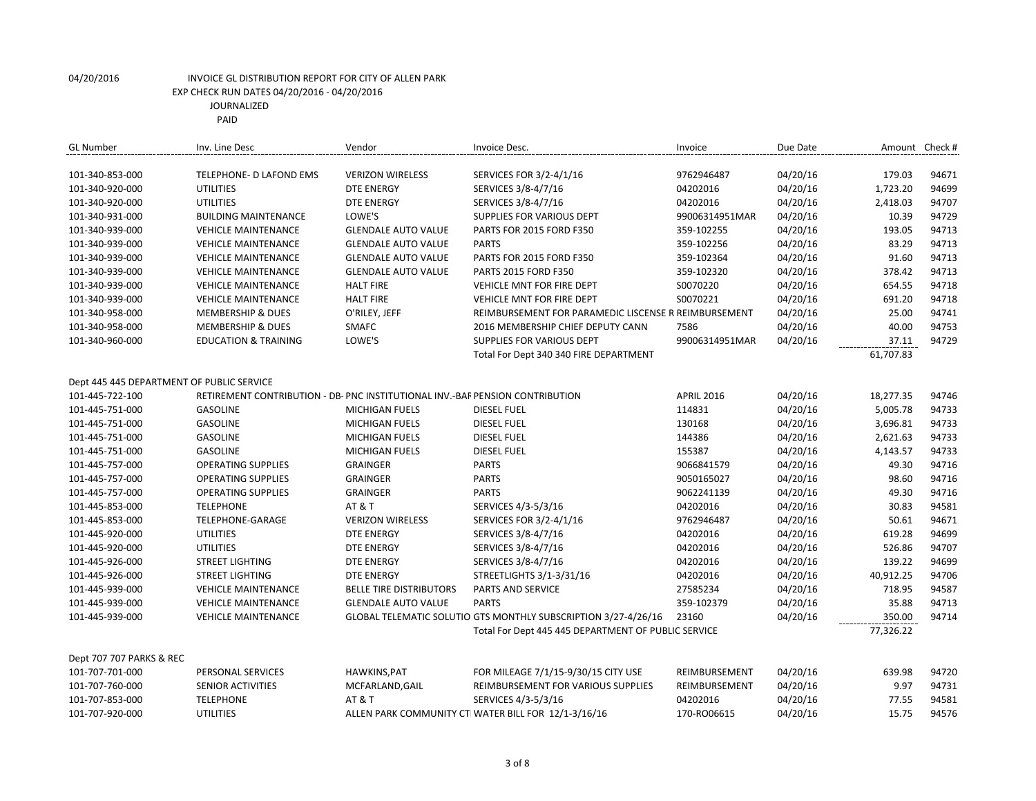04/20/2016 INVOICE GL DISTRIBUTION REPORT FOR CITY OF ALLEN PARK
EXP CHECK RUN DATES 04/20/2016 - 04/20/2016
JOURNALIZED
PAID

| GL Number | Inv. Line Desc | Vendor | Invoice Desc. | Invoice | Due Date | Amount | Check # |
|---|---|---|---|---|---|---|---|
| 101-340-853-000 | TELEPHONE- D LAFOND EMS | VERIZON WIRELESS | SERVICES FOR 3/2-4/1/16 | 9762946487 | 04/20/16 | 179.03 | 94671 |
| 101-340-920-000 | UTILITIES | DTE ENERGY | SERVICES 3/8-4/7/16 | 04202016 | 04/20/16 | 1,723.20 | 94699 |
| 101-340-920-000 | UTILITIES | DTE ENERGY | SERVICES 3/8-4/7/16 | 04202016 | 04/20/16 | 2,418.03 | 94707 |
| 101-340-931-000 | BUILDING MAINTENANCE | LOWE'S | SUPPLIES FOR VARIOUS DEPT | 99006314951MAR | 04/20/16 | 10.39 | 94729 |
| 101-340-939-000 | VEHICLE MAINTENANCE | GLENDALE AUTO VALUE | PARTS FOR 2015 FORD F350 | 359-102255 | 04/20/16 | 193.05 | 94713 |
| 101-340-939-000 | VEHICLE MAINTENANCE | GLENDALE AUTO VALUE | PARTS | 359-102256 | 04/20/16 | 83.29 | 94713 |
| 101-340-939-000 | VEHICLE MAINTENANCE | GLENDALE AUTO VALUE | PARTS FOR 2015 FORD F350 | 359-102364 | 04/20/16 | 91.60 | 94713 |
| 101-340-939-000 | VEHICLE MAINTENANCE | GLENDALE AUTO VALUE | PARTS 2015 FORD F350 | 359-102320 | 04/20/16 | 378.42 | 94713 |
| 101-340-939-000 | VEHICLE MAINTENANCE | HALT FIRE | VEHICLE MNT FOR FIRE DEPT | S0070220 | 04/20/16 | 654.55 | 94718 |
| 101-340-939-000 | VEHICLE MAINTENANCE | HALT FIRE | VEHICLE MNT FOR FIRE DEPT | S0070221 | 04/20/16 | 691.20 | 94718 |
| 101-340-958-000 | MEMBERSHIP & DUES | O'RILEY, JEFF | REIMBURSEMENT FOR PARAMEDIC LISCENSE R | REIMBURSEMENT | 04/20/16 | 25.00 | 94741 |
| 101-340-958-000 | MEMBERSHIP & DUES | SMAFC | 2016 MEMBERSHIP CHIEF DEPUTY CANN | 7586 | 04/20/16 | 40.00 | 94753 |
| 101-340-960-000 | EDUCATION & TRAINING | LOWE'S | SUPPLIES FOR VARIOUS DEPT | 99006314951MAR | 04/20/16 | 37.11 | 94729 |
| | | | Total For Dept 340 340 FIRE DEPARTMENT | | | 61,707.83 | |
| Dept 445 445 DEPARTMENT OF PUBLIC SERVICE | | | | | | | |
| 101-445-722-100 | RETIREMENT CONTRIBUTION - DB- | PNC INSTITUTIONAL INV.-BAF | PENSION CONTRIBUTION | APRIL 2016 | 04/20/16 | 18,277.35 | 94746 |
| 101-445-751-000 | GASOLINE | MICHIGAN FUELS | DIESEL FUEL | 114831 | 04/20/16 | 5,005.78 | 94733 |
| 101-445-751-000 | GASOLINE | MICHIGAN FUELS | DIESEL FUEL | 130168 | 04/20/16 | 3,696.81 | 94733 |
| 101-445-751-000 | GASOLINE | MICHIGAN FUELS | DIESEL FUEL | 144386 | 04/20/16 | 2,621.63 | 94733 |
| 101-445-751-000 | GASOLINE | MICHIGAN FUELS | DIESEL FUEL | 155387 | 04/20/16 | 4,143.57 | 94733 |
| 101-445-757-000 | OPERATING SUPPLIES | GRAINGER | PARTS | 9066841579 | 04/20/16 | 49.30 | 94716 |
| 101-445-757-000 | OPERATING SUPPLIES | GRAINGER | PARTS | 9050165027 | 04/20/16 | 98.60 | 94716 |
| 101-445-757-000 | OPERATING SUPPLIES | GRAINGER | PARTS | 9062241139 | 04/20/16 | 49.30 | 94716 |
| 101-445-853-000 | TELEPHONE | AT & T | SERVICES 4/3-5/3/16 | 04202016 | 04/20/16 | 30.83 | 94581 |
| 101-445-853-000 | TELEPHONE-GARAGE | VERIZON WIRELESS | SERVICES FOR 3/2-4/1/16 | 9762946487 | 04/20/16 | 50.61 | 94671 |
| 101-445-920-000 | UTILITIES | DTE ENERGY | SERVICES 3/8-4/7/16 | 04202016 | 04/20/16 | 619.28 | 94699 |
| 101-445-920-000 | UTILITIES | DTE ENERGY | SERVICES 3/8-4/7/16 | 04202016 | 04/20/16 | 526.86 | 94707 |
| 101-445-926-000 | STREET LIGHTING | DTE ENERGY | SERVICES 3/8-4/7/16 | 04202016 | 04/20/16 | 139.22 | 94699 |
| 101-445-926-000 | STREET LIGHTING | DTE ENERGY | STREETLIGHTS 3/1-3/31/16 | 04202016 | 04/20/16 | 40,912.25 | 94706 |
| 101-445-939-000 | VEHICLE MAINTENANCE | BELLE TIRE DISTRIBUTORS | PARTS AND SERVICE | 27585234 | 04/20/16 | 718.95 | 94587 |
| 101-445-939-000 | VEHICLE MAINTENANCE | GLENDALE AUTO VALUE | PARTS | 359-102379 | 04/20/16 | 35.88 | 94713 |
| 101-445-939-000 | VEHICLE MAINTENANCE | GLOBAL TELEMATIC SOLUTIO | GTS MONTHLY SUBSCRIPTION 3/27-4/26/16 | 23160 | 04/20/16 | 350.00 | 94714 |
| | | | Total For Dept 445 445 DEPARTMENT OF PUBLIC SERVICE | | | 77,326.22 | |
| Dept 707 707 PARKS & REC | | | | | | | |
| 101-707-701-000 | PERSONAL SERVICES | HAWKINS,PAT | FOR MILEAGE 7/1/15-9/30/15 CITY USE | REIMBURSEMENT | 04/20/16 | 639.98 | 94720 |
| 101-707-760-000 | SENIOR ACTIVITIES | MCFARLAND,GAIL | REIMBURSEMENT FOR VARIOUS SUPPLIES | REIMBURSEMENT | 04/20/16 | 9.97 | 94731 |
| 101-707-853-000 | TELEPHONE | AT & T | SERVICES 4/3-5/3/16 | 04202016 | 04/20/16 | 77.55 | 94581 |
| 101-707-920-000 | UTILITIES | ALLEN PARK COMMUNITY CT | WATER BILL FOR 12/1-3/16/16 | 170-RO06615 | 04/20/16 | 15.75 | 94576 |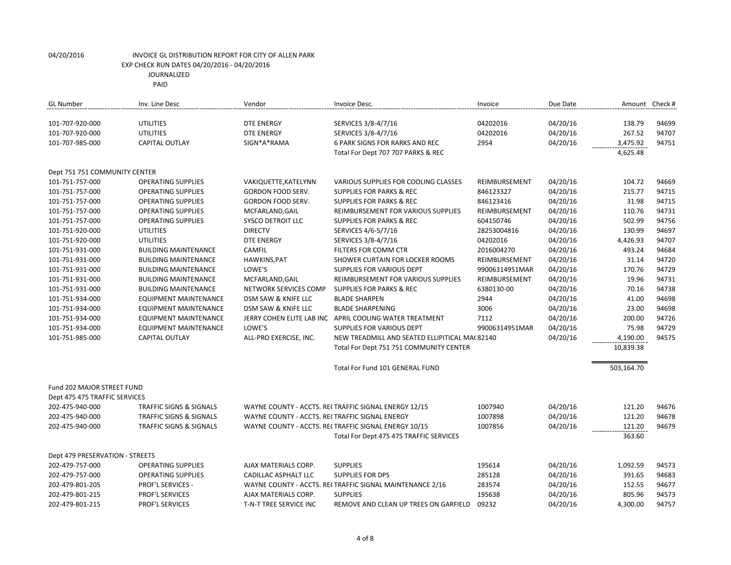04/20/2016 INVOICE GL DISTRIBUTION REPORT FOR CITY OF ALLEN PARK
EXP CHECK RUN DATES 04/20/2016 - 04/20/2016
JOURNALIZED
PAID

| GL Number | Inv. Line Desc | Vendor | Invoice Desc. | Invoice | Due Date | Amount | Check # |
|---|---|---|---|---|---|---|---|
| 101-707-920-000 | UTILITIES | DTE ENERGY | SERVICES 3/8-4/7/16 | 04202016 | 04/20/16 | 138.79 | 94699 |
| 101-707-920-000 | UTILITIES | DTE ENERGY | SERVICES 3/8-4/7/16 | 04202016 | 04/20/16 | 267.52 | 94707 |
| 101-707-985-000 | CAPITAL OUTLAY | SIGN*A*RAMA | 6 PARK SIGNS FOR RARKS AND REC | 2954 | 04/20/16 | 3,475.92 | 94751 |
| | | | Total For Dept 707 707 PARKS & REC | | | 4,625.48 | |
| Dept 751 751 COMMUNITY CENTER | | | | | | | |
| 101-751-757-000 | OPERATING SUPPLIES | VAKIQUETTE,KATELYNN | VARIOUS SUPPLIES FOR COOLING CLASSES | REIMBURSEMENT | 04/20/16 | 104.72 | 94669 |
| 101-751-757-000 | OPERATING SUPPLIES | GORDON FOOD SERV. | SUPPLIES FOR PARKS & REC | 846123327 | 04/20/16 | 215.77 | 94715 |
| 101-751-757-000 | OPERATING SUPPLIES | GORDON FOOD SERV. | SUPPLIES FOR PARKS & REC | 846123416 | 04/20/16 | 31.98 | 94715 |
| 101-751-757-000 | OPERATING SUPPLIES | MCFARLAND,GAIL | REIMBURSEMENT FOR VARIOUS SUPPLIES | REIMBURSEMENT | 04/20/16 | 110.76 | 94731 |
| 101-751-757-000 | OPERATING SUPPLIES | SYSCO DETROIT LLC | SUPPLIES FOR PARKS & REC | 604150746 | 04/20/16 | 502.99 | 94756 |
| 101-751-920-000 | UTILITIES | DIRECTV | SERVICES 4/6-5/7/16 | 28253004816 | 04/20/16 | 130.99 | 94697 |
| 101-751-920-000 | UTILITIES | DTE ENERGY | SERVICES 3/8-4/7/16 | 04202016 | 04/20/16 | 4,426.93 | 94707 |
| 101-751-931-000 | BUILDING MAINTENANCE | CAMFIL | FILTERS FOR COMM CTR | 2016004270 | 04/20/16 | 493.24 | 94684 |
| 101-751-931-000 | BUILDING MAINTENANCE | HAWKINS,PAT | SHOWER CURTAIN FOR LOCKER ROOMS | REIMBURSEMENT | 04/20/16 | 31.14 | 94720 |
| 101-751-931-000 | BUILDING MAINTENANCE | LOWE'S | SUPPLIES FOR VARIOUS DEPT | 99006314951MAR | 04/20/16 | 170.76 | 94729 |
| 101-751-931-000 | BUILDING MAINTENANCE | MCFARLAND,GAIL | REIMBURSEMENT FOR VARIOUS SUPPLIES | REIMBURSEMENT | 04/20/16 | 19.96 | 94731 |
| 101-751-931-000 | BUILDING MAINTENANCE | NETWORK SERVICES COMP | SUPPLIES FOR PARKS & REC | 6380130-00 | 04/20/16 | 70.16 | 94738 |
| 101-751-934-000 | EQUIPMENT MAINTENANCE | DSM SAW & KNIFE LLC | BLADE SHARPEN | 2944 | 04/20/16 | 41.00 | 94698 |
| 101-751-934-000 | EQUIPMENT MAINTENANCE | DSM SAW & KNIFE LLC | BLADE SHARPENING | 3006 | 04/20/16 | 23.00 | 94698 |
| 101-751-934-000 | EQUIPMENT MAINTENANCE | JERRY COHEN ELITE LAB INC | APRIL COOLING WATER TREATMENT | 7112 | 04/20/16 | 200.00 | 94726 |
| 101-751-934-000 | EQUIPMENT MAINTENANCE | LOWE'S | SUPPLIES FOR VARIOUS DEPT | 99006314951MAR | 04/20/16 | 75.98 | 94729 |
| 101-751-985-000 | CAPITAL OUTLAY | ALL-PRO EXERCISE, INC. | NEW TREADMILL AND SEATED ELLIPITICAL MA( | 82140 | 04/20/16 | 4,190.00 | 94575 |
| | | | Total For Dept 751 751 COMMUNITY CENTER | | | 10,839.38 | |
| | | | Total For Fund 101 GENERAL FUND | | | 503,164.70 | |
| Fund 202 MAJOR STREET FUND | | | | | | | |
| Dept 475 475 TRAFFIC SERVICES | | | | | | | |
| 202-475-940-000 | TRAFFIC SIGNS & SIGNALS | WAYNE COUNTY - ACCTS. RE( | TRAFFIC SIGNAL ENERGY 12/15 | 1007940 | 04/20/16 | 121.20 | 94676 |
| 202-475-940-000 | TRAFFIC SIGNS & SIGNALS | WAYNE COUNTY - ACCTS. RE( | TRAFFIC SIGNAL ENERGY | 1007898 | 04/20/16 | 121.20 | 94678 |
| 202-475-940-000 | TRAFFIC SIGNS & SIGNALS | WAYNE COUNTY - ACCTS. RE( | TRAFFIC SIGNAL ENERGY 10/15 | 1007856 | 04/20/16 | 121.20 | 94679 |
| | | | Total For Dept 475 475 TRAFFIC SERVICES | | | 363.60 | |
| Dept 479 PRESERVATION - STREETS | | | | | | | |
| 202-479-757-000 | OPERATING SUPPLIES | AJAX MATERIALS CORP. | SUPPLIES | 195614 | 04/20/16 | 1,092.59 | 94573 |
| 202-479-757-000 | OPERATING SUPPLIES | CADILLAC ASPHALT LLC | SUPPLIES FOR DPS | 285128 | 04/20/16 | 391.65 | 94683 |
| 202-479-801-205 | PROF'L SERVICES - | WAYNE COUNTY - ACCTS. RE( | TRAFFIC SIGNAL MAINTENANCE 2/16 | 283574 | 04/20/16 | 152.55 | 94677 |
| 202-479-801-215 | PROF'L SERVICES | AJAX MATERIALS CORP. | SUPPLIES | 195638 | 04/20/16 | 805.96 | 94573 |
| 202-479-801-215 | PROF'L SERVICES | T-N-T TREE SERVICE INC | REMOVE AND CLEAN UP TREES ON GARFIELD | 09232 | 04/20/16 | 4,300.00 | 94757 |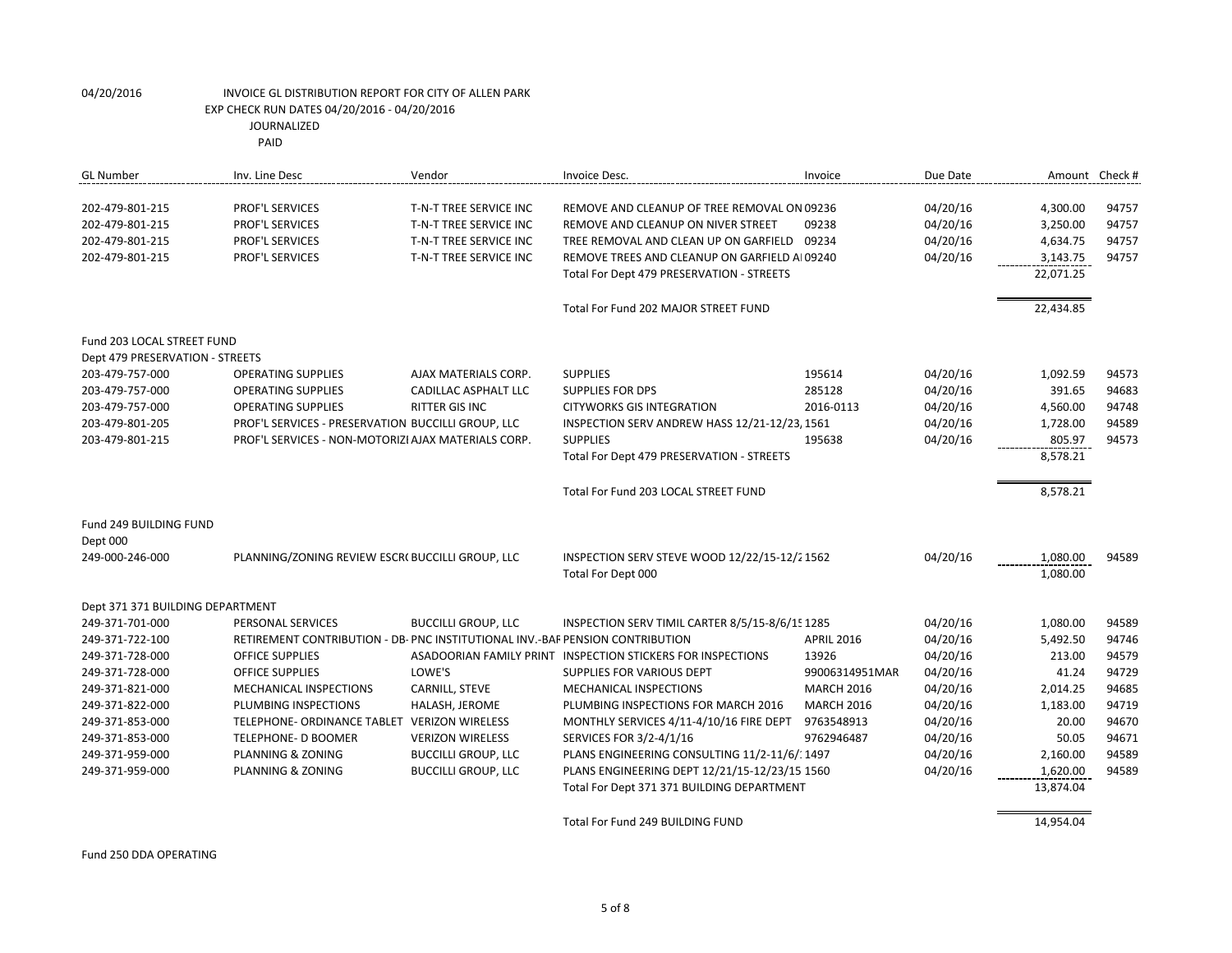04/20/2016 INVOICE GL DISTRIBUTION REPORT FOR CITY OF ALLEN PARK
EXP CHECK RUN DATES 04/20/2016 - 04/20/2016
JOURNALIZED
PAID

| GL Number | Inv. Line Desc | Vendor | Invoice Desc. | Invoice | Due Date | Amount | Check # |
|---|---|---|---|---|---|---|---|
| 202-479-801-215 | PROF'L SERVICES | T-N-T TREE SERVICE INC | REMOVE AND CLEANUP OF TREE REMOVAL ON | 09236 | 04/20/16 | 4,300.00 | 94757 |
| 202-479-801-215 | PROF'L SERVICES | T-N-T TREE SERVICE INC | REMOVE AND CLEANUP ON NIVER STREET | 09238 | 04/20/16 | 3,250.00 | 94757 |
| 202-479-801-215 | PROF'L SERVICES | T-N-T TREE SERVICE INC | TREE REMOVAL AND CLEAN UP ON GARFIELD | 09234 | 04/20/16 | 4,634.75 | 94757 |
| 202-479-801-215 | PROF'L SERVICES | T-N-T TREE SERVICE INC | REMOVE TREES AND CLEANUP ON GARFIELD A | 09240 | 04/20/16 | 3,143.75 | 94757 |
| | | | Total For Dept 479 PRESERVATION - STREETS | | | 22,071.25 | |
| | | | Total For Fund 202 MAJOR STREET FUND | | | 22,434.85 | |
| Fund 203 LOCAL STREET FUND | | | | | | | |
| Dept 479 PRESERVATION - STREETS | | | | | | | |
| 203-479-757-000 | OPERATING SUPPLIES | AJAX MATERIALS CORP. | SUPPLIES | 195614 | 04/20/16 | 1,092.59 | 94573 |
| 203-479-757-000 | OPERATING SUPPLIES | CADILLAC ASPHALT LLC | SUPPLIES FOR DPS | 285128 | 04/20/16 | 391.65 | 94683 |
| 203-479-757-000 | OPERATING SUPPLIES | RITTER GIS INC | CITYWORKS GIS INTEGRATION | 2016-0113 | 04/20/16 | 4,560.00 | 94748 |
| 203-479-801-205 | PROF'L SERVICES - PRESERVATION | BUCCILLI GROUP, LLC | INSPECTION SERV ANDREW HASS 12/21-12/23, | 1561 | 04/20/16 | 1,728.00 | 94589 |
| 203-479-801-215 | PROF'L SERVICES - NON-MOTORIZI | AJAX MATERIALS CORP. | SUPPLIES | 195638 | 04/20/16 | 805.97 | 94573 |
| | | | Total For Dept 479 PRESERVATION - STREETS | | | 8,578.21 | |
| | | | Total For Fund 203 LOCAL STREET FUND | | | 8,578.21 | |
| Fund 249 BUILDING FUND | | | | | | | |
| Dept 000 | | | | | | | |
| 249-000-246-000 | PLANNING/ZONING REVIEW ESCR( | BUCCILLI GROUP, LLC | INSPECTION SERV STEVE WOOD 12/22/15-12/2 | 1562 | 04/20/16 | 1,080.00 | 94589 |
| | | | Total For Dept 000 | | | 1,080.00 | |
| Dept 371 371 BUILDING DEPARTMENT | | | | | | | |
| 249-371-701-000 | PERSONAL SERVICES | BUCCILLI GROUP, LLC | INSPECTION SERV TIMIL CARTER 8/5/15-8/6/15 | 1285 | 04/20/16 | 1,080.00 | 94589 |
| 249-371-722-100 | RETIREMENT CONTRIBUTION - DB- | PNC INSTITUTIONAL INV.-BAF | PENSION CONTRIBUTION | APRIL 2016 | 04/20/16 | 5,492.50 | 94746 |
| 249-371-728-000 | OFFICE SUPPLIES | ASADOORIAN FAMILY PRINT | INSPECTION STICKERS FOR INSPECTIONS | 13926 | 04/20/16 | 213.00 | 94579 |
| 249-371-728-000 | OFFICE SUPPLIES | LOWE'S | SUPPLIES FOR VARIOUS DEPT | 99006314951MAR | 04/20/16 | 41.24 | 94729 |
| 249-371-821-000 | MECHANICAL INSPECTIONS | CARNILL, STEVE | MECHANICAL INSPECTIONS | MARCH 2016 | 04/20/16 | 2,014.25 | 94685 |
| 249-371-822-000 | PLUMBING INSPECTIONS | HALASH, JEROME | PLUMBING INSPECTIONS FOR MARCH 2016 | MARCH 2016 | 04/20/16 | 1,183.00 | 94719 |
| 249-371-853-000 | TELEPHONE- ORDINANCE TABLET | VERIZON WIRELESS | MONTHLY SERVICES 4/11-4/10/16 FIRE DEPT | 9763548913 | 04/20/16 | 20.00 | 94670 |
| 249-371-853-000 | TELEPHONE- D BOOMER | VERIZON WIRELESS | SERVICES FOR 3/2-4/1/16 | 9762946487 | 04/20/16 | 50.05 | 94671 |
| 249-371-959-000 | PLANNING & ZONING | BUCCILLI GROUP, LLC | PLANS ENGINEERING CONSULTING 11/2-11/6/ | 1497 | 04/20/16 | 2,160.00 | 94589 |
| 249-371-959-000 | PLANNING & ZONING | BUCCILLI GROUP, LLC | PLANS ENGINEERING DEPT 12/21/15-12/23/15 | 1560 | 04/20/16 | 1,620.00 | 94589 |
| | | | Total For Dept 371 371 BUILDING DEPARTMENT | | | 13,874.04 | |
| | | | Total For Fund 249 BUILDING FUND | | | 14,954.04 | |
| Fund 250 DDA OPERATING | | | | | | | |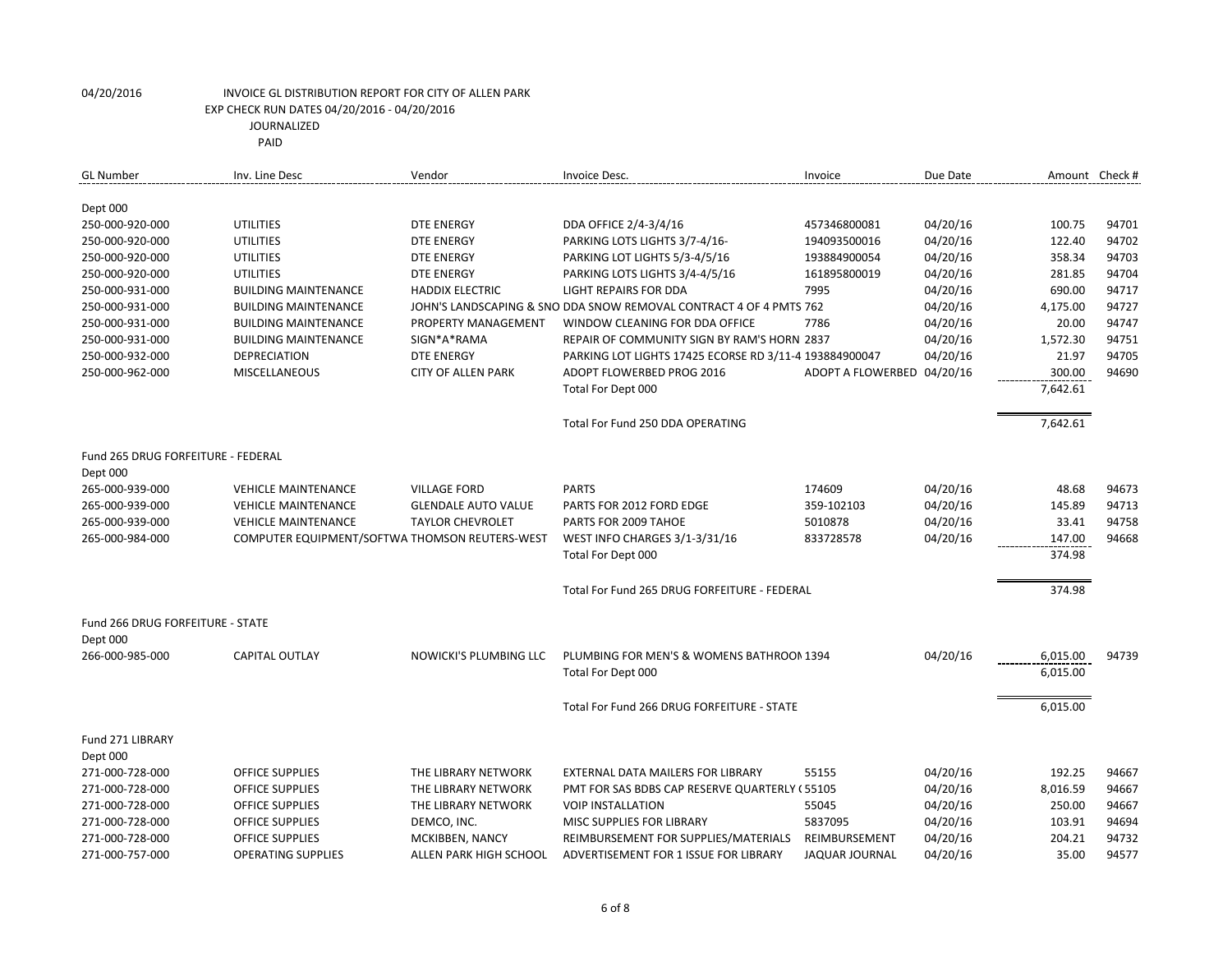04/20/2016 INVOICE GL DISTRIBUTION REPORT FOR CITY OF ALLEN PARK
EXP CHECK RUN DATES 04/20/2016 - 04/20/2016
JOURNALIZED
PAID

| GL Number | Inv. Line Desc | Vendor | Invoice Desc. | Invoice | Due Date | Amount | Check # |
|---|---|---|---|---|---|---|---|
| Dept 000 | | | | | | | |
| 250-000-920-000 | UTILITIES | DTE ENERGY | DDA OFFICE 2/4-3/4/16 | 457346800081 | 04/20/16 | 100.75 | 94701 |
| 250-000-920-000 | UTILITIES | DTE ENERGY | PARKING LOTS LIGHTS 3/7-4/16- | 194093500016 | 04/20/16 | 122.40 | 94702 |
| 250-000-920-000 | UTILITIES | DTE ENERGY | PARKING LOT LIGHTS 5/3-4/5/16 | 193884900054 | 04/20/16 | 358.34 | 94703 |
| 250-000-920-000 | UTILITIES | DTE ENERGY | PARKING LOTS LIGHTS 3/4-4/5/16 | 161895800019 | 04/20/16 | 281.85 | 94704 |
| 250-000-931-000 | BUILDING MAINTENANCE | HADDIX ELECTRIC | LIGHT REPAIRS FOR DDA | 7995 | 04/20/16 | 690.00 | 94717 |
| 250-000-931-000 | BUILDING MAINTENANCE | JOHN'S LANDSCAPING & SNO | DDA SNOW REMOVAL CONTRACT 4 OF 4 PMTS | 762 | 04/20/16 | 4,175.00 | 94727 |
| 250-000-931-000 | BUILDING MAINTENANCE | PROPERTY MANAGEMENT | WINDOW CLEANING FOR DDA OFFICE | 7786 | 04/20/16 | 20.00 | 94747 |
| 250-000-931-000 | BUILDING MAINTENANCE | SIGN*A*RAMA | REPAIR OF COMMUNITY SIGN BY RAM'S HORN | 2837 | 04/20/16 | 1,572.30 | 94751 |
| 250-000-932-000 | DEPRECIATION | DTE ENERGY | PARKING LOT LIGHTS 17425 ECORSE RD 3/11-4 | 193884900047 | 04/20/16 | 21.97 | 94705 |
| 250-000-962-000 | MISCELLANEOUS | CITY OF ALLEN PARK | ADOPT FLOWERBED PROG 2016 | ADOPT A FLOWERBED | 04/20/16 | 300.00 | 94690 |
| | | | Total For Dept 000 | | | 7,642.61 | |
| | | | Total For Fund 250 DDA OPERATING | | | 7,642.61 | |
| Fund 265 DRUG FORFEITURE - FEDERAL | | | | | | | |
| Dept 000 | | | | | | | |
| 265-000-939-000 | VEHICLE MAINTENANCE | VILLAGE FORD | PARTS | 174609 | 04/20/16 | 48.68 | 94673 |
| 265-000-939-000 | VEHICLE MAINTENANCE | GLENDALE AUTO VALUE | PARTS FOR 2012 FORD EDGE | 359-102103 | 04/20/16 | 145.89 | 94713 |
| 265-000-939-000 | VEHICLE MAINTENANCE | TAYLOR CHEVROLET | PARTS FOR 2009 TAHOE | 5010878 | 04/20/16 | 33.41 | 94758 |
| 265-000-984-000 | COMPUTER EQUIPMENT/SOFTWA | THOMSON REUTERS-WEST | WEST INFO CHARGES 3/1-3/31/16 | 833728578 | 04/20/16 | 147.00 | 94668 |
| | | | Total For Dept 000 | | | 374.98 | |
| | | | Total For Fund 265 DRUG FORFEITURE - FEDERAL | | | 374.98 | |
| Fund 266 DRUG FORFEITURE - STATE | | | | | | | |
| Dept 000 | | | | | | | |
| 266-000-985-000 | CAPITAL OUTLAY | NOWICKI'S PLUMBING LLC | PLUMBING FOR MEN'S & WOMENS BATHROOM | 1394 | 04/20/16 | 6,015.00 | 94739 |
| | | | Total For Dept 000 | | | 6,015.00 | |
| | | | Total For Fund 266 DRUG FORFEITURE - STATE | | | 6,015.00 | |
| Fund 271 LIBRARY | | | | | | | |
| Dept 000 | | | | | | | |
| 271-000-728-000 | OFFICE SUPPLIES | THE LIBRARY NETWORK | EXTERNAL DATA MAILERS FOR LIBRARY | 55155 | 04/20/16 | 192.25 | 94667 |
| 271-000-728-000 | OFFICE SUPPLIES | THE LIBRARY NETWORK | PMT FOR SAS BDBS CAP RESERVE QUARTERLY ( | 55105 | 04/20/16 | 8,016.59 | 94667 |
| 271-000-728-000 | OFFICE SUPPLIES | THE LIBRARY NETWORK | VOIP INSTALLATION | 55045 | 04/20/16 | 250.00 | 94667 |
| 271-000-728-000 | OFFICE SUPPLIES | DEMCO, INC. | MISC SUPPLIES FOR LIBRARY | 5837095 | 04/20/16 | 103.91 | 94694 |
| 271-000-728-000 | OFFICE SUPPLIES | MCKIBBEN, NANCY | REIMBURSEMENT FOR SUPPLIES/MATERIALS | REIMBURSEMENT | 04/20/16 | 204.21 | 94732 |
| 271-000-757-000 | OPERATING SUPPLIES | ALLEN PARK HIGH SCHOOL | ADVERTISEMENT FOR 1 ISSUE FOR LIBRARY | JAQUAR JOURNAL | 04/20/16 | 35.00 | 94577 |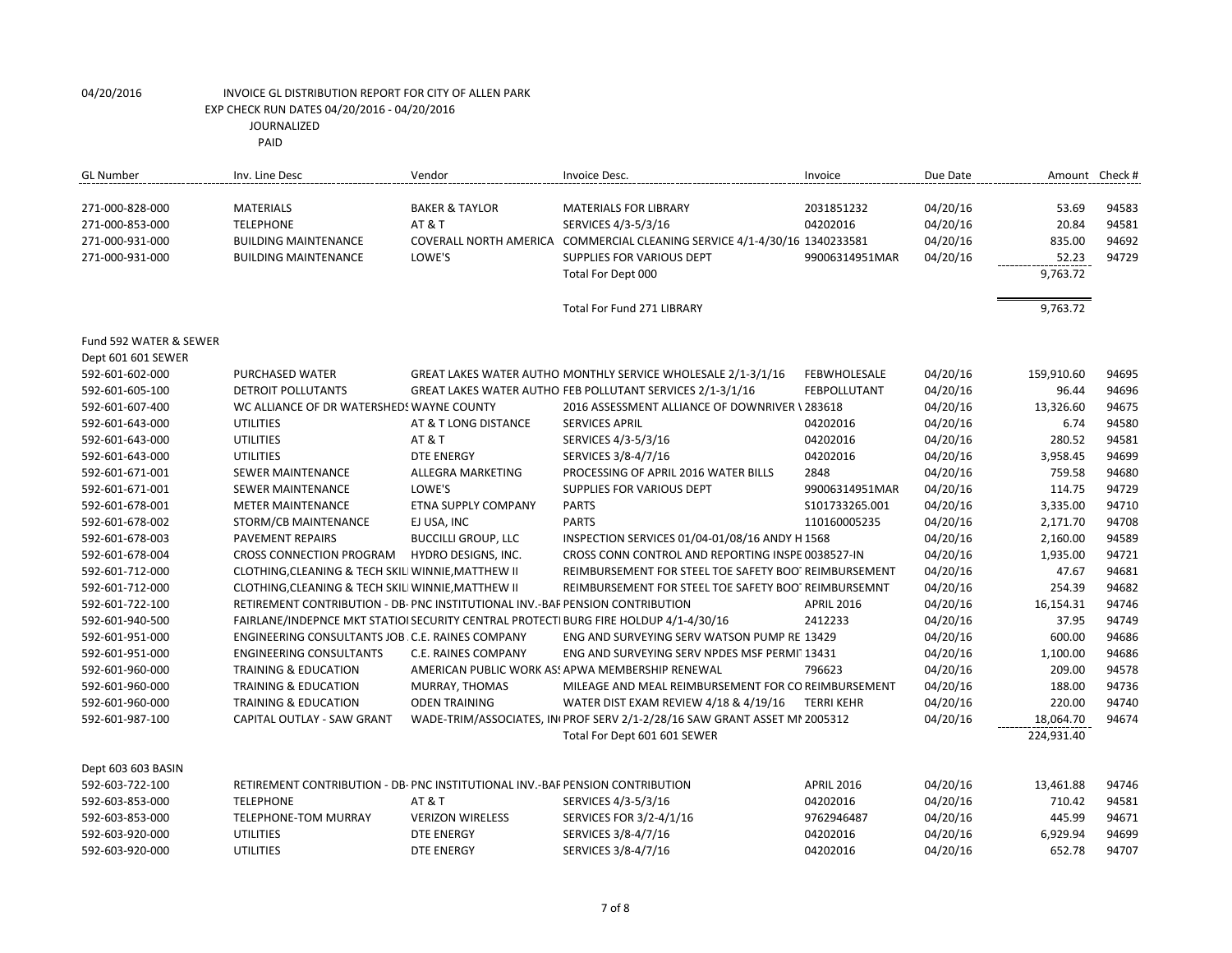04/20/2016 INVOICE GL DISTRIBUTION REPORT FOR CITY OF ALLEN PARK

EXP CHECK RUN DATES 04/20/2016 - 04/20/2016

JOURNALIZED

PAID

| GL Number | Inv. Line Desc | Vendor | Invoice Desc. | Invoice | Due Date | Amount | Check # |
|---|---|---|---|---|---|---|---|
| 271-000-828-000 | MATERIALS | BAKER & TAYLOR | MATERIALS FOR LIBRARY | 2031851232 | 04/20/16 | 53.69 | 94583 |
| 271-000-853-000 | TELEPHONE | AT & T | SERVICES 4/3-5/3/16 | 04202016 | 04/20/16 | 20.84 | 94581 |
| 271-000-931-000 | BUILDING MAINTENANCE | COVERALL NORTH AMERICA | COMMERCIAL CLEANING SERVICE 4/1-4/30/16 | 1340233581 | 04/20/16 | 835.00 | 94692 |
| 271-000-931-000 | BUILDING MAINTENANCE | LOWE'S | SUPPLIES FOR VARIOUS DEPT | 99006314951MAR | 04/20/16 | 52.23 | 94729 |
| | | | Total For Dept 000 | | | 9,763.72 | |
| | | | Total For Fund 271 LIBRARY | | | 9,763.72 | |
| Fund 592 WATER & SEWER | | | | | | | |
| Dept 601 601 SEWER | | | | | | | |
| 592-601-602-000 | PURCHASED WATER | GREAT LAKES WATER AUTHO | MONTHLY SERVICE WHOLESALE 2/1-3/1/16 | FEBWHOLESALE | 04/20/16 | 159,910.60 | 94695 |
| 592-601-605-100 | DETROIT POLLUTANTS | GREAT LAKES WATER AUTHO | FEB POLLUTANT SERVICES 2/1-3/1/16 | FEBPOLLUTANT | 04/20/16 | 96.44 | 94696 |
| 592-601-607-400 | WC ALLIANCE OF DR WATERSHEDS | WAYNE COUNTY | 2016 ASSESSMENT ALLIANCE OF DOWNRIVER \ | 283618 | 04/20/16 | 13,326.60 | 94675 |
| 592-601-643-000 | UTILITIES | AT & T LONG DISTANCE | SERVICES APRIL | 04202016 | 04/20/16 | 6.74 | 94580 |
| 592-601-643-000 | UTILITIES | AT & T | SERVICES 4/3-5/3/16 | 04202016 | 04/20/16 | 280.52 | 94581 |
| 592-601-643-000 | UTILITIES | DTE ENERGY | SERVICES 3/8-4/7/16 | 04202016 | 04/20/16 | 3,958.45 | 94699 |
| 592-601-671-001 | SEWER MAINTENANCE | ALLEGRA MARKETING | PROCESSING OF APRIL 2016 WATER BILLS | 2848 | 04/20/16 | 759.58 | 94680 |
| 592-601-671-001 | SEWER MAINTENANCE | LOWE'S | SUPPLIES FOR VARIOUS DEPT | 99006314951MAR | 04/20/16 | 114.75 | 94729 |
| 592-601-678-001 | METER MAINTENANCE | ETNA SUPPLY COMPANY | PARTS | S101733265.001 | 04/20/16 | 3,335.00 | 94710 |
| 592-601-678-002 | STORM/CB MAINTENANCE | EJ USA, INC | PARTS | 110160005235 | 04/20/16 | 2,171.70 | 94708 |
| 592-601-678-003 | PAVEMENT REPAIRS | BUCCILLI GROUP, LLC | INSPECTION SERVICES 01/04-01/08/16 ANDY H | 1568 | 04/20/16 | 2,160.00 | 94589 |
| 592-601-678-004 | CROSS CONNECTION PROGRAM | HYDRO DESIGNS, INC. | CROSS CONN CONTROL AND REPORTING INSPE | 0038527-IN | 04/20/16 | 1,935.00 | 94721 |
| 592-601-712-000 | CLOTHING,CLEANING & TECH SKILI | WINNIE,MATTHEW II | REIMBURSEMENT FOR STEEL TOE SAFETY BOOT | REIMBURSEMENT | 04/20/16 | 47.67 | 94681 |
| 592-601-712-000 | CLOTHING,CLEANING & TECH SKILI | WINNIE,MATTHEW II | REIMBURSEMENT FOR STEEL TOE SAFETY BOOT | REIMBURSEMNT | 04/20/16 | 254.39 | 94682 |
| 592-601-722-100 | RETIREMENT CONTRIBUTION - DB- | PNC INSTITUTIONAL INV.-BAF | PENSION CONTRIBUTION | APRIL 2016 | 04/20/16 | 16,154.31 | 94746 |
| 592-601-940-500 | FAIRLANE/INDEPNCE MKT STATIOI | SECURITY CENTRAL PROTECTI | BURG FIRE HOLDUP 4/1-4/30/16 | 2412233 | 04/20/16 | 37.95 | 94749 |
| 592-601-951-000 | ENGINEERING CONSULTANTS JOB | C.E. RAINES COMPANY | ENG AND SURVEYING SERV WATSON PUMP RE | 13429 | 04/20/16 | 600.00 | 94686 |
| 592-601-951-000 | ENGINEERING CONSULTANTS | C.E. RAINES COMPANY | ENG AND SURVEYING SERV NPDES MSF PERMIT | 13431 | 04/20/16 | 1,100.00 | 94686 |
| 592-601-960-000 | TRAINING & EDUCATION | AMERICAN PUBLIC WORK AS! | APWA MEMBERSHIP RENEWAL | 796623 | 04/20/16 | 209.00 | 94578 |
| 592-601-960-000 | TRAINING & EDUCATION | MURRAY, THOMAS | MILEAGE AND MEAL REIMBURSEMENT FOR CO | REIMBURSEMENT | 04/20/16 | 188.00 | 94736 |
| 592-601-960-000 | TRAINING & EDUCATION | ODEN TRAINING | WATER DIST EXAM REVIEW 4/18 & 4/19/16 | TERRI KEHR | 04/20/16 | 220.00 | 94740 |
| 592-601-987-100 | CAPITAL OUTLAY - SAW GRANT | WADE-TRIM/ASSOCIATES, IN | PROF SERV 2/1-2/28/16 SAW GRANT ASSET MI | 2005312 | 04/20/16 | 18,064.70 | 94674 |
| | | | Total For Dept 601 601 SEWER | | | 224,931.40 | |
| Dept 603 603 BASIN | | | | | | | |
| 592-603-722-100 | RETIREMENT CONTRIBUTION - DB- | PNC INSTITUTIONAL INV.-BAF | PENSION CONTRIBUTION | APRIL 2016 | 04/20/16 | 13,461.88 | 94746 |
| 592-603-853-000 | TELEPHONE | AT & T | SERVICES 4/3-5/3/16 | 04202016 | 04/20/16 | 710.42 | 94581 |
| 592-603-853-000 | TELEPHONE-TOM MURRAY | VERIZON WIRELESS | SERVICES FOR 3/2-4/1/16 | 9762946487 | 04/20/16 | 445.99 | 94671 |
| 592-603-920-000 | UTILITIES | DTE ENERGY | SERVICES 3/8-4/7/16 | 04202016 | 04/20/16 | 6,929.94 | 94699 |
| 592-603-920-000 | UTILITIES | DTE ENERGY | SERVICES 3/8-4/7/16 | 04202016 | 04/20/16 | 652.78 | 94707 |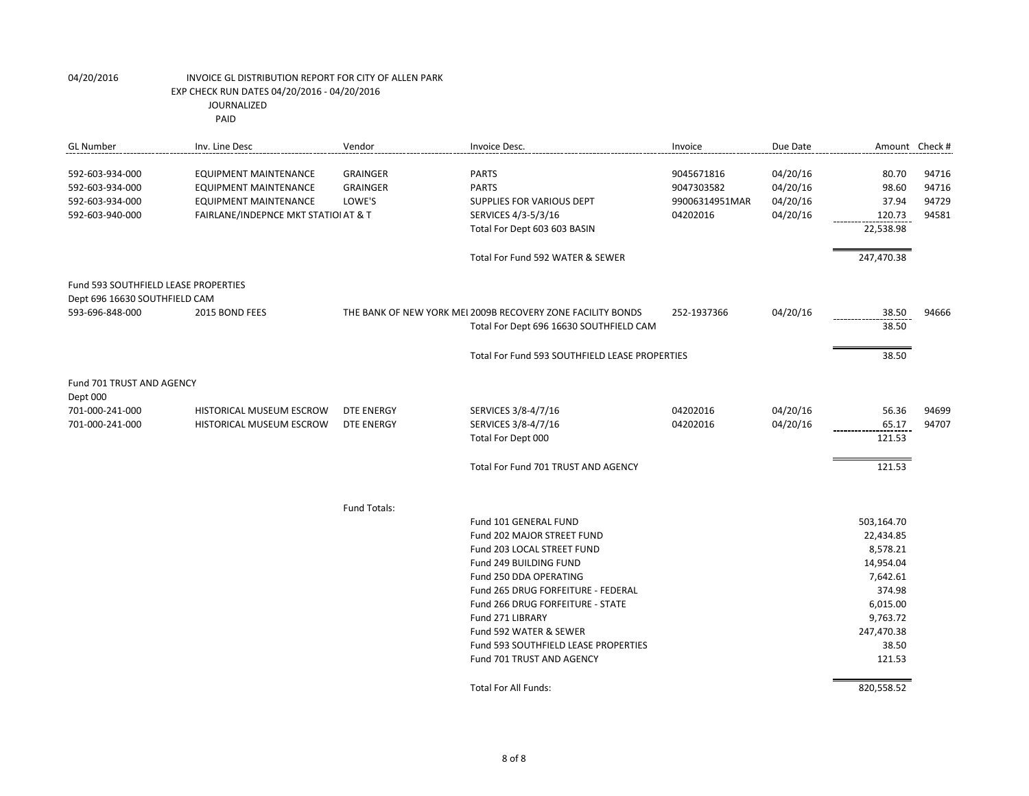04/20/2016 INVOICE GL DISTRIBUTION REPORT FOR CITY OF ALLEN PARK
EXP CHECK RUN DATES 04/20/2016 - 04/20/2016
JOURNALIZED
PAID

| GL Number | Inv. Line Desc | Vendor | Invoice Desc. | Invoice | Due Date | Amount | Check # |
|---|---|---|---|---|---|---|---|
| 592-603-934-000 | EQUIPMENT MAINTENANCE | GRAINGER | PARTS | 9045671816 | 04/20/16 | 80.70 | 94716 |
| 592-603-934-000 | EQUIPMENT MAINTENANCE | GRAINGER | PARTS | 9047303582 | 04/20/16 | 98.60 | 94716 |
| 592-603-934-000 | EQUIPMENT MAINTENANCE | LOWE'S | SUPPLIES FOR VARIOUS DEPT | 99006314951MAR | 04/20/16 | 37.94 | 94729 |
| 592-603-940-000 | FAIRLANE/INDEPNCE MKT STATIOI | AT & T | SERVICES 4/3-5/3/16 | 04202016 | 04/20/16 | 120.73 | 94581 |
| | | | Total For Dept 603 603 BASIN | | | 22,538.98 | |
| | | | Total For Fund 592 WATER & SEWER | | | 247,470.38 | |
| Fund 593 SOUTHFIELD LEASE PROPERTIES | | | | | | | |
| Dept 696 16630 SOUTHFIELD CAM | | | | | | | |
| 593-696-848-000 | 2015 BOND FEES | THE BANK OF NEW YORK MEI | 2009B RECOVERY ZONE FACILITY BONDS | 252-1937366 | 04/20/16 | 38.50 | 94666 |
| | | | Total For Dept 696 16630 SOUTHFIELD CAM | | | 38.50 | |
| | | | Total For Fund 593 SOUTHFIELD LEASE PROPERTIES | | | 38.50 | |
| Fund 701 TRUST AND AGENCY | | | | | | | |
| Dept 000 | | | | | | | |
| 701-000-241-000 | HISTORICAL MUSEUM ESCROW | DTE ENERGY | SERVICES 3/8-4/7/16 | 04202016 | 04/20/16 | 56.36 | 94699 |
| 701-000-241-000 | HISTORICAL MUSEUM ESCROW | DTE ENERGY | SERVICES 3/8-4/7/16 | 04202016 | 04/20/16 | 65.17 | 94707 |
| | | | Total For Dept 000 | | | 121.53 | |
| | | | Total For Fund 701 TRUST AND AGENCY | | | 121.53 | |

Fund Totals:

| | |
|---|---|
| Fund 101 GENERAL FUND | 503,164.70 |
| Fund 202 MAJOR STREET FUND | 22,434.85 |
| Fund 203 LOCAL STREET FUND | 8,578.21 |
| Fund 249 BUILDING FUND | 14,954.04 |
| Fund 250 DDA OPERATING | 7,642.61 |
| Fund 265 DRUG FORFEITURE - FEDERAL | 374.98 |
| Fund 266 DRUG FORFEITURE - STATE | 6,015.00 |
| Fund 271 LIBRARY | 9,763.72 |
| Fund 592 WATER & SEWER | 247,470.38 |
| Fund 593 SOUTHFIELD LEASE PROPERTIES | 38.50 |
| Fund 701 TRUST AND AGENCY | 121.53 |
| Total For All Funds: | 820,558.52 |